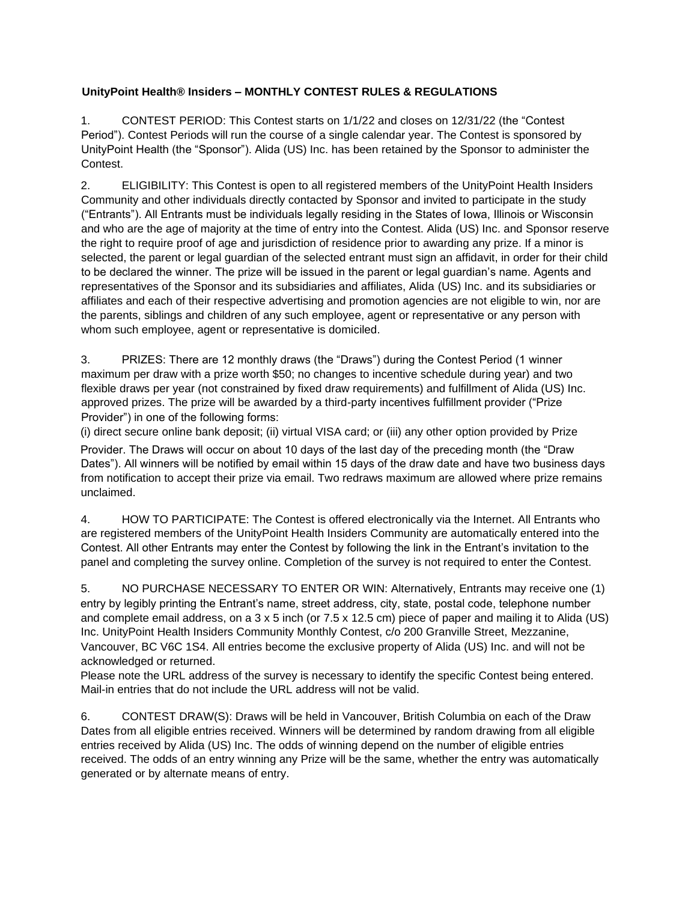**UnityPoint Health® Insiders – MONTHLY CONTEST RULES & REGULATIONS**

1. CONTEST PERIOD: This Contest starts on 1/1/22 and closes on 12/31/22 (the "Contest Period"). Contest Periods will run the course of a single calendar year. The Contest is sponsored by UnityPoint Health (the "Sponsor"). Alida (US) Inc. has been retained by the Sponsor to administer the Contest.

2. ELIGIBILITY: This Contest is open to all registered members of the UnityPoint Health Insiders Community and other individuals directly contacted by Sponsor and invited to participate in the study ("Entrants"). All Entrants must be individuals legally residing in the States of Iowa, Illinois or Wisconsin and who are the age of majority at the time of entry into the Contest. Alida (US) Inc. and Sponsor reserve the right to require proof of age and jurisdiction of residence prior to awarding any prize. If a minor is selected, the parent or legal guardian of the selected entrant must sign an affidavit, in order for their child to be declared the winner. The prize will be issued in the parent or legal guardian's name. Agents and representatives of the Sponsor and its subsidiaries and affiliates, Alida (US) Inc. and its subsidiaries or affiliates and each of their respective advertising and promotion agencies are not eligible to win, nor are the parents, siblings and children of any such employee, agent or representative or any person with whom such employee, agent or representative is domiciled.

3. PRIZES: There are 12 monthly draws (the "Draws") during the Contest Period (1 winner maximum per draw with a prize worth $50; no changes to incentive schedule during year) and two flexible draws per year (not constrained by fixed draw requirements) and fulfillment of Alida (US) Inc. approved prizes. The prize will be awarded by a third-party incentives fulfillment provider ("Prize Provider") in one of the following forms:
(i) direct secure online bank deposit; (ii) virtual VISA card; or (iii) any other option provided by Prize Provider. The Draws will occur on about 10 days of the last day of the preceding month (the "Draw Dates"). All winners will be notified by email within 15 days of the draw date and have two business days from notification to accept their prize via email. Two redraws maximum are allowed where prize remains unclaimed.

4. HOW TO PARTICIPATE: The Contest is offered electronically via the Internet. All Entrants who are registered members of the UnityPoint Health Insiders Community are automatically entered into the Contest. All other Entrants may enter the Contest by following the link in the Entrant's invitation to the panel and completing the survey online. Completion of the survey is not required to enter the Contest.

5. NO PURCHASE NECESSARY TO ENTER OR WIN: Alternatively, Entrants may receive one (1) entry by legibly printing the Entrant's name, street address, city, state, postal code, telephone number and complete email address, on a 3 x 5 inch (or 7.5 x 12.5 cm) piece of paper and mailing it to Alida (US) Inc. UnityPoint Health Insiders Community Monthly Contest, c/o 200 Granville Street, Mezzanine, Vancouver, BC V6C 1S4. All entries become the exclusive property of Alida (US) Inc. and will not be acknowledged or returned.
Please note the URL address of the survey is necessary to identify the specific Contest being entered. Mail-in entries that do not include the URL address will not be valid.

6. CONTEST DRAW(S): Draws will be held in Vancouver, British Columbia on each of the Draw Dates from all eligible entries received. Winners will be determined by random drawing from all eligible entries received by Alida (US) Inc. The odds of winning depend on the number of eligible entries received. The odds of an entry winning any Prize will be the same, whether the entry was automatically generated or by alternate means of entry.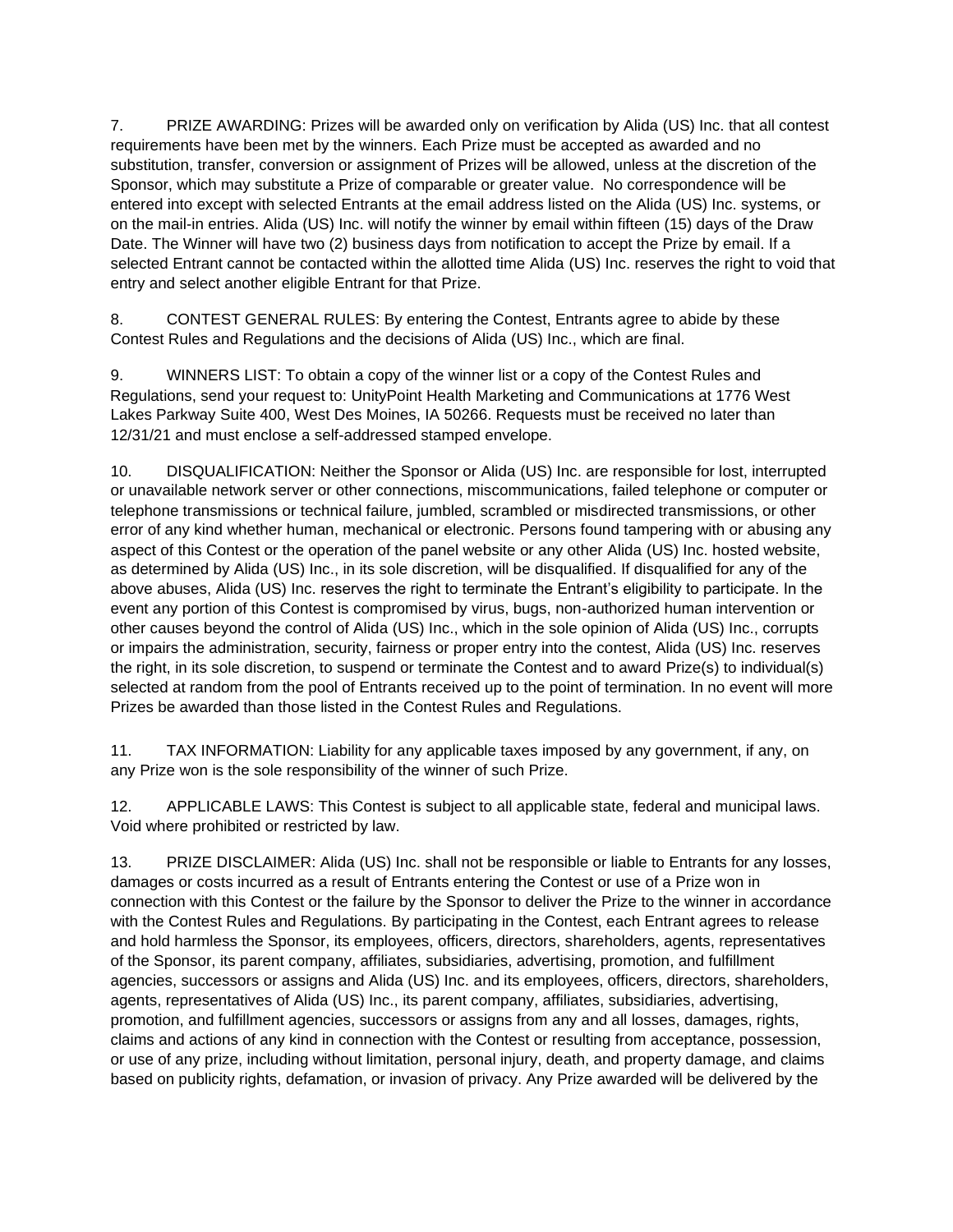7. PRIZE AWARDING: Prizes will be awarded only on verification by Alida (US) Inc. that all contest requirements have been met by the winners. Each Prize must be accepted as awarded and no substitution, transfer, conversion or assignment of Prizes will be allowed, unless at the discretion of the Sponsor, which may substitute a Prize of comparable or greater value. No correspondence will be entered into except with selected Entrants at the email address listed on the Alida (US) Inc. systems, or on the mail-in entries. Alida (US) Inc. will notify the winner by email within fifteen (15) days of the Draw Date. The Winner will have two (2) business days from notification to accept the Prize by email. If a selected Entrant cannot be contacted within the allotted time Alida (US) Inc. reserves the right to void that entry and select another eligible Entrant for that Prize.

8. CONTEST GENERAL RULES: By entering the Contest, Entrants agree to abide by these Contest Rules and Regulations and the decisions of Alida (US) Inc., which are final.

9. WINNERS LIST: To obtain a copy of the winner list or a copy of the Contest Rules and Regulations, send your request to: UnityPoint Health Marketing and Communications at 1776 West Lakes Parkway Suite 400, West Des Moines, IA 50266. Requests must be received no later than 12/31/21 and must enclose a self-addressed stamped envelope.

10. DISQUALIFICATION: Neither the Sponsor or Alida (US) Inc. are responsible for lost, interrupted or unavailable network server or other connections, miscommunications, failed telephone or computer or telephone transmissions or technical failure, jumbled, scrambled or misdirected transmissions, or other error of any kind whether human, mechanical or electronic. Persons found tampering with or abusing any aspect of this Contest or the operation of the panel website or any other Alida (US) Inc. hosted website, as determined by Alida (US) Inc., in its sole discretion, will be disqualified. If disqualified for any of the above abuses, Alida (US) Inc. reserves the right to terminate the Entrant's eligibility to participate. In the event any portion of this Contest is compromised by virus, bugs, non-authorized human intervention or other causes beyond the control of Alida (US) Inc., which in the sole opinion of Alida (US) Inc., corrupts or impairs the administration, security, fairness or proper entry into the contest, Alida (US) Inc. reserves the right, in its sole discretion, to suspend or terminate the Contest and to award Prize(s) to individual(s) selected at random from the pool of Entrants received up to the point of termination. In no event will more Prizes be awarded than those listed in the Contest Rules and Regulations.

11. TAX INFORMATION: Liability for any applicable taxes imposed by any government, if any, on any Prize won is the sole responsibility of the winner of such Prize.

12. APPLICABLE LAWS: This Contest is subject to all applicable state, federal and municipal laws. Void where prohibited or restricted by law.

13. PRIZE DISCLAIMER: Alida (US) Inc. shall not be responsible or liable to Entrants for any losses, damages or costs incurred as a result of Entrants entering the Contest or use of a Prize won in connection with this Contest or the failure by the Sponsor to deliver the Prize to the winner in accordance with the Contest Rules and Regulations. By participating in the Contest, each Entrant agrees to release and hold harmless the Sponsor, its employees, officers, directors, shareholders, agents, representatives of the Sponsor, its parent company, affiliates, subsidiaries, advertising, promotion, and fulfillment agencies, successors or assigns and Alida (US) Inc. and its employees, officers, directors, shareholders, agents, representatives of Alida (US) Inc., its parent company, affiliates, subsidiaries, advertising, promotion, and fulfillment agencies, successors or assigns from any and all losses, damages, rights, claims and actions of any kind in connection with the Contest or resulting from acceptance, possession, or use of any prize, including without limitation, personal injury, death, and property damage, and claims based on publicity rights, defamation, or invasion of privacy. Any Prize awarded will be delivered by the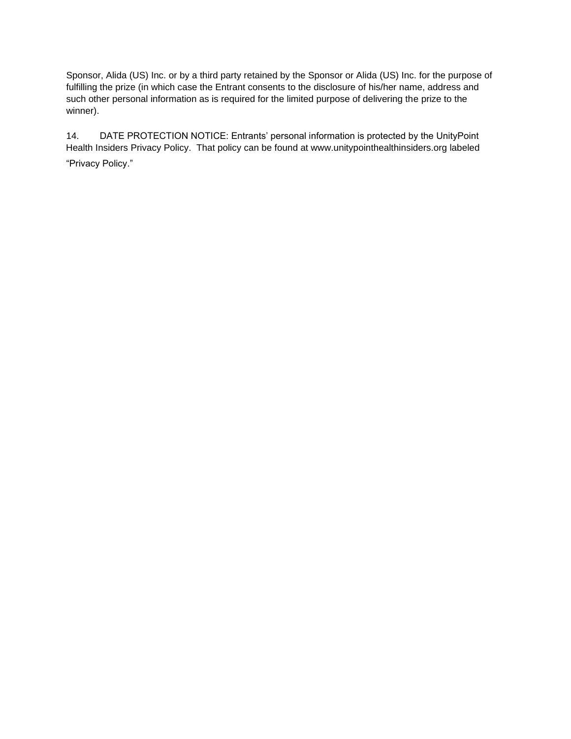Sponsor, Alida (US) Inc. or by a third party retained by the Sponsor or Alida (US) Inc. for the purpose of fulfilling the prize (in which case the Entrant consents to the disclosure of his/her name, address and such other personal information as is required for the limited purpose of delivering the prize to the winner).

14. DATE PROTECTION NOTICE: Entrants' personal information is protected by the UnityPoint Health Insiders Privacy Policy. That policy can be found at www.unitypointhealthinsiders.org labeled "Privacy Policy."